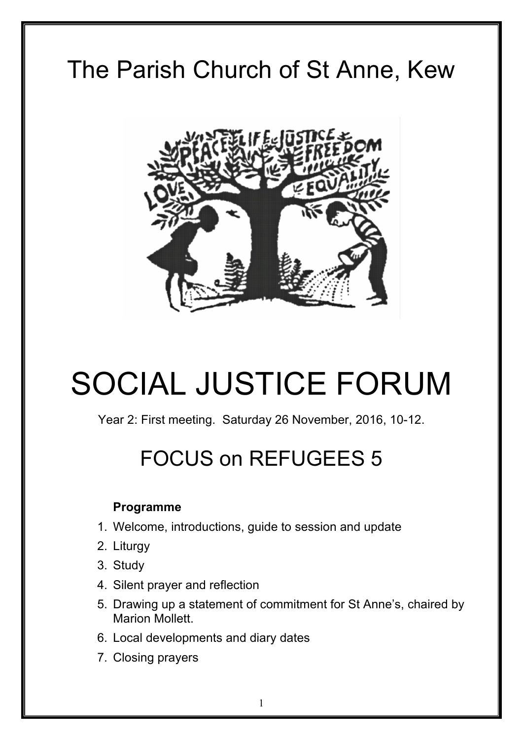# The Parish Church of St Anne, Kew

# SOCIAL JUSTICE FORUM

Year 2: First meeting. Saturday 26 November, 2016, 10-12.

## FOCUS on REFUGEES 5

**Programme**

1. Welcome, introductions, guide to session and update
2. Liturgy
3. Study
4. Silent prayer and reflection
5. Drawing up a statement of commitment for St Anne's, chaired by Marion Mollett.
6. Local developments and diary dates
7. Closing prayers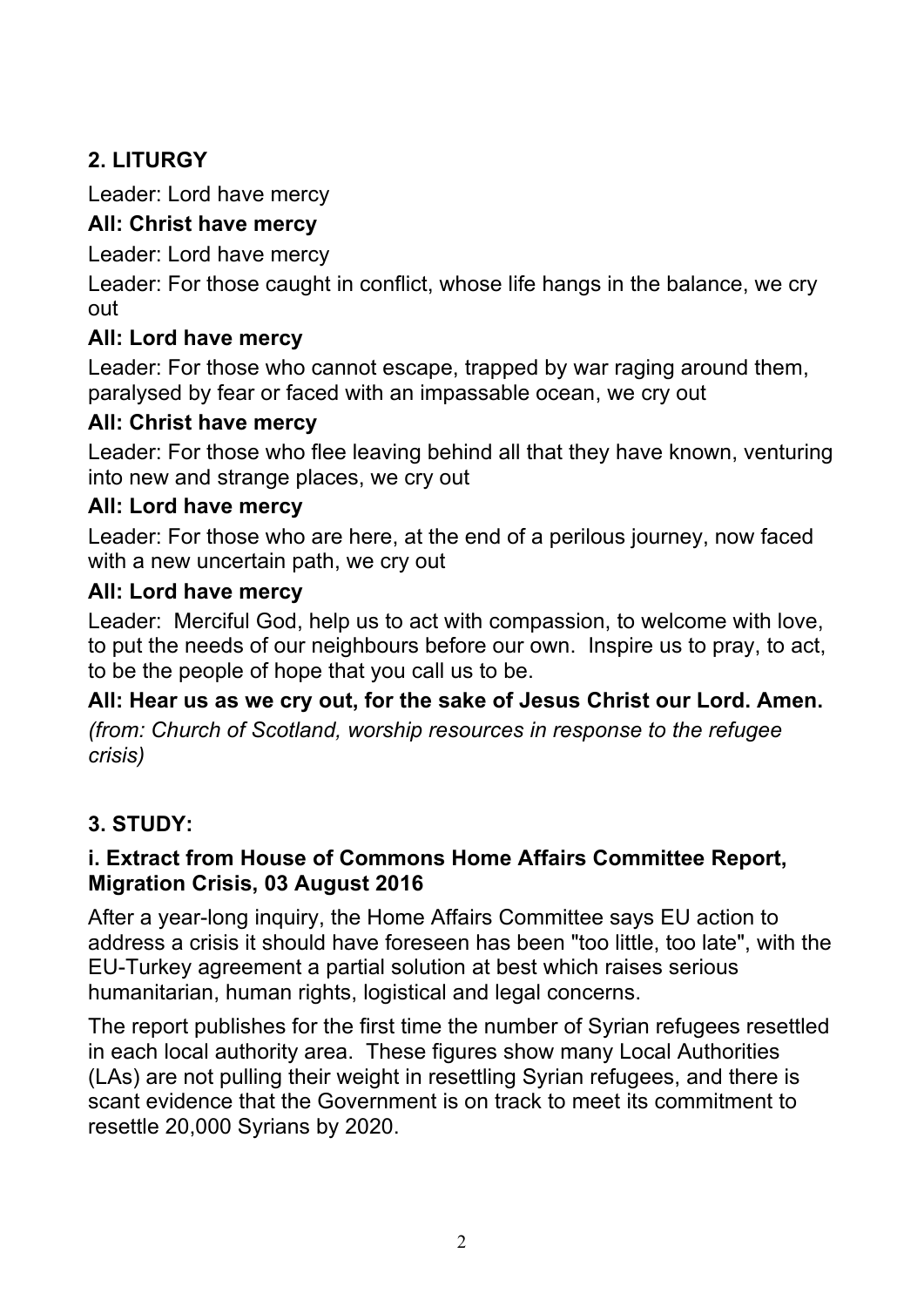## 2. LITURGY

Leader: Lord have mercy

**All: Christ have mercy**

Leader: Lord have mercy

Leader: For those caught in conflict, whose life hangs in the balance, we cry out

**All: Lord have mercy**

Leader: For those who cannot escape, trapped by war raging around them, paralysed by fear or faced with an impassable ocean, we cry out

**All: Christ have mercy**

Leader: For those who flee leaving behind all that they have known, venturing into new and strange places, we cry out

**All: Lord have mercy**

Leader: For those who are here, at the end of a perilous journey, now faced with a new uncertain path, we cry out

**All: Lord have mercy**

Leader: Merciful God, help us to act with compassion, to welcome with love, to put the needs of our neighbours before our own. Inspire us to pray, to act, to be the people of hope that you call us to be.

**All: Hear us as we cry out, for the sake of Jesus Christ our Lord. Amen.**

*(from: Church of Scotland, worship resources in response to the refugee crisis)*

## 3. STUDY:

### i. Extract from House of Commons Home Affairs Committee Report, Migration Crisis, 03 August 2016

After a year-long inquiry, the Home Affairs Committee says EU action to address a crisis it should have foreseen has been "too little, too late", with the EU-Turkey agreement a partial solution at best which raises serious humanitarian, human rights, logistical and legal concerns.

The report publishes for the first time the number of Syrian refugees resettled in each local authority area. These figures show many Local Authorities (LAs) are not pulling their weight in resettling Syrian refugees, and there is scant evidence that the Government is on track to meet its commitment to resettle 20,000 Syrians by 2020.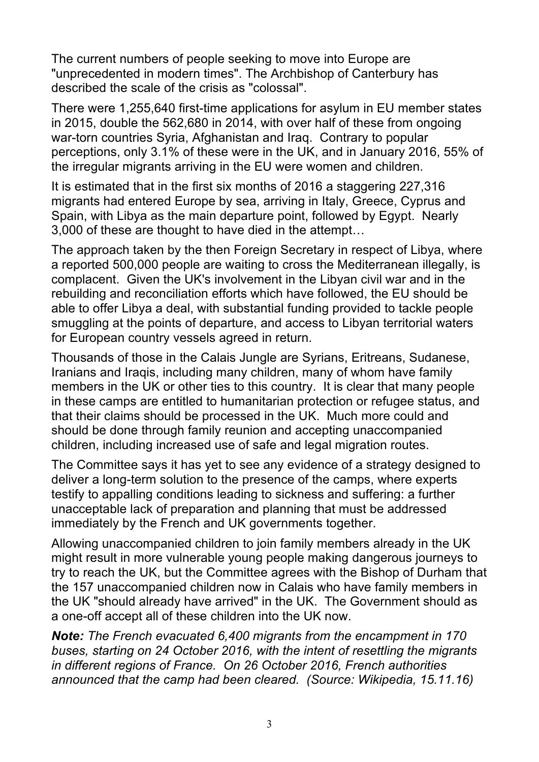The current numbers of people seeking to move into Europe are "unprecedented in modern times". The Archbishop of Canterbury has described the scale of the crisis as "colossal".

There were 1,255,640 first-time applications for asylum in EU member states in 2015, double the 562,680 in 2014, with over half of these from ongoing war-torn countries Syria, Afghanistan and Iraq. Contrary to popular perceptions, only 3.1% of these were in the UK, and in January 2016, 55% of the irregular migrants arriving in the EU were women and children.

It is estimated that in the first six months of 2016 a staggering 227,316 migrants had entered Europe by sea, arriving in Italy, Greece, Cyprus and Spain, with Libya as the main departure point, followed by Egypt. Nearly 3,000 of these are thought to have died in the attempt…

The approach taken by the then Foreign Secretary in respect of Libya, where a reported 500,000 people are waiting to cross the Mediterranean illegally, is complacent. Given the UK's involvement in the Libyan civil war and in the rebuilding and reconciliation efforts which have followed, the EU should be able to offer Libya a deal, with substantial funding provided to tackle people smuggling at the points of departure, and access to Libyan territorial waters for European country vessels agreed in return.

Thousands of those in the Calais Jungle are Syrians, Eritreans, Sudanese, Iranians and Iraqis, including many children, many of whom have family members in the UK or other ties to this country. It is clear that many people in these camps are entitled to humanitarian protection or refugee status, and that their claims should be processed in the UK. Much more could and should be done through family reunion and accepting unaccompanied children, including increased use of safe and legal migration routes.

The Committee says it has yet to see any evidence of a strategy designed to deliver a long-term solution to the presence of the camps, where experts testify to appalling conditions leading to sickness and suffering: a further unacceptable lack of preparation and planning that must be addressed immediately by the French and UK governments together.

Allowing unaccompanied children to join family members already in the UK might result in more vulnerable young people making dangerous journeys to try to reach the UK, but the Committee agrees with the Bishop of Durham that the 157 unaccompanied children now in Calais who have family members in the UK "should already have arrived" in the UK. The Government should as a one-off accept all of these children into the UK now.

***Note:*** *The French evacuated 6,400 migrants from the encampment in 170 buses, starting on 24 October 2016, with the intent of resettling the migrants in different regions of France. On 26 October 2016, French authorities announced that the camp had been cleared. (Source: Wikipedia, 15.11.16)*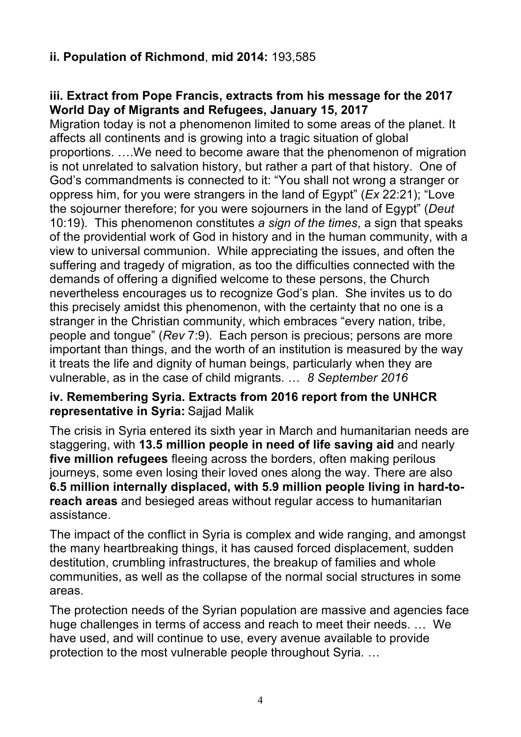**ii. Population of Richmond**, **mid 2014:** 193,585

**iii. Extract from Pope Francis, extracts from his message for the 2017 World Day of Migrants and Refugees, January 15, 2017**

Migration today is not a phenomenon limited to some areas of the planet. It affects all continents and is growing into a tragic situation of global proportions. ….We need to become aware that the phenomenon of migration is not unrelated to salvation history, but rather a part of that history. One of God's commandments is connected to it: "You shall not wrong a stranger or oppress him, for you were strangers in the land of Egypt" (*Ex* 22:21); "Love the sojourner therefore; for you were sojourners in the land of Egypt" (*Deut* 10:19). This phenomenon constitutes *a sign of the times*, a sign that speaks of the providential work of God in history and in the human community, with a view to universal communion. While appreciating the issues, and often the suffering and tragedy of migration, as too the difficulties connected with the demands of offering a dignified welcome to these persons, the Church nevertheless encourages us to recognize God's plan. She invites us to do this precisely amidst this phenomenon, with the certainty that no one is a stranger in the Christian community, which embraces "every nation, tribe, people and tongue" (*Rev* 7:9). Each person is precious; persons are more important than things, and the worth of an institution is measured by the way it treats the life and dignity of human beings, particularly when they are vulnerable, as in the case of child migrants. … *8 September 2016*

**iv. Remembering Syria. Extracts from 2016 report from the UNHCR representative in Syria:** Sajjad Malik

The crisis in Syria entered its sixth year in March and humanitarian needs are staggering, with **13.5 million people in need of life saving aid** and nearly **five million refugees** fleeing across the borders, often making perilous journeys, some even losing their loved ones along the way. There are also **6.5 million internally displaced, with 5.9 million people living in hard-to-reach areas** and besieged areas without regular access to humanitarian assistance.

The impact of the conflict in Syria is complex and wide ranging, and amongst the many heartbreaking things, it has caused forced displacement, sudden destitution, crumbling infrastructures, the breakup of families and whole communities, as well as the collapse of the normal social structures in some areas.

The protection needs of the Syrian population are massive and agencies face huge challenges in terms of access and reach to meet their needs. … We have used, and will continue to use, every avenue available to provide protection to the most vulnerable people throughout Syria. …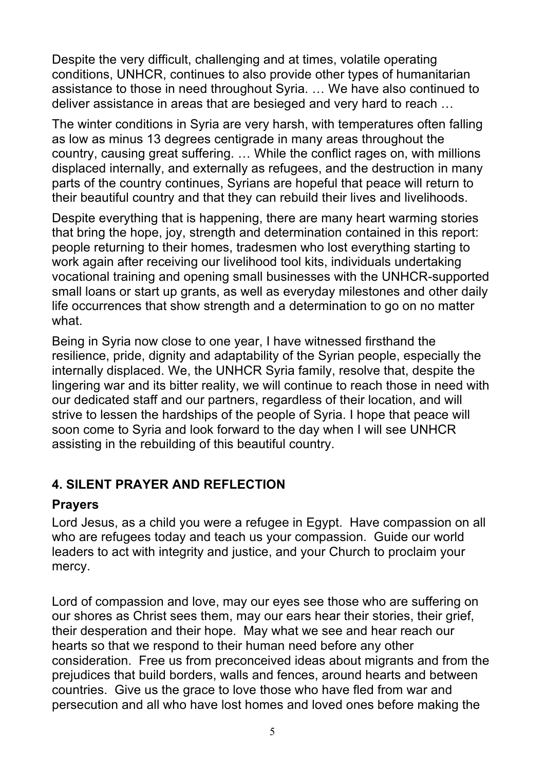Despite the very difficult, challenging and at times, volatile operating conditions, UNHCR, continues to also provide other types of humanitarian assistance to those in need throughout Syria. … We have also continued to deliver assistance in areas that are besieged and very hard to reach …

The winter conditions in Syria are very harsh, with temperatures often falling as low as minus 13 degrees centigrade in many areas throughout the country, causing great suffering. … While the conflict rages on, with millions displaced internally, and externally as refugees, and the destruction in many parts of the country continues, Syrians are hopeful that peace will return to their beautiful country and that they can rebuild their lives and livelihoods.

Despite everything that is happening, there are many heart warming stories that bring the hope, joy, strength and determination contained in this report: people returning to their homes, tradesmen who lost everything starting to work again after receiving our livelihood tool kits, individuals undertaking vocational training and opening small businesses with the UNHCR-supported small loans or start up grants, as well as everyday milestones and other daily life occurrences that show strength and a determination to go on no matter what.

Being in Syria now close to one year, I have witnessed firsthand the resilience, pride, dignity and adaptability of the Syrian people, especially the internally displaced. We, the UNHCR Syria family, resolve that, despite the lingering war and its bitter reality, we will continue to reach those in need with our dedicated staff and our partners, regardless of their location, and will strive to lessen the hardships of the people of Syria. I hope that peace will soon come to Syria and look forward to the day when I will see UNHCR assisting in the rebuilding of this beautiful country.

## 4. SILENT PRAYER AND REFLECTION

### Prayers

Lord Jesus, as a child you were a refugee in Egypt. Have compassion on all who are refugees today and teach us your compassion. Guide our world leaders to act with integrity and justice, and your Church to proclaim your mercy.

Lord of compassion and love, may our eyes see those who are suffering on our shores as Christ sees them, may our ears hear their stories, their grief, their desperation and their hope. May what we see and hear reach our hearts so that we respond to their human need before any other consideration. Free us from preconceived ideas about migrants and from the prejudices that build borders, walls and fences, around hearts and between countries. Give us the grace to love those who have fled from war and persecution and all who have lost homes and loved ones before making the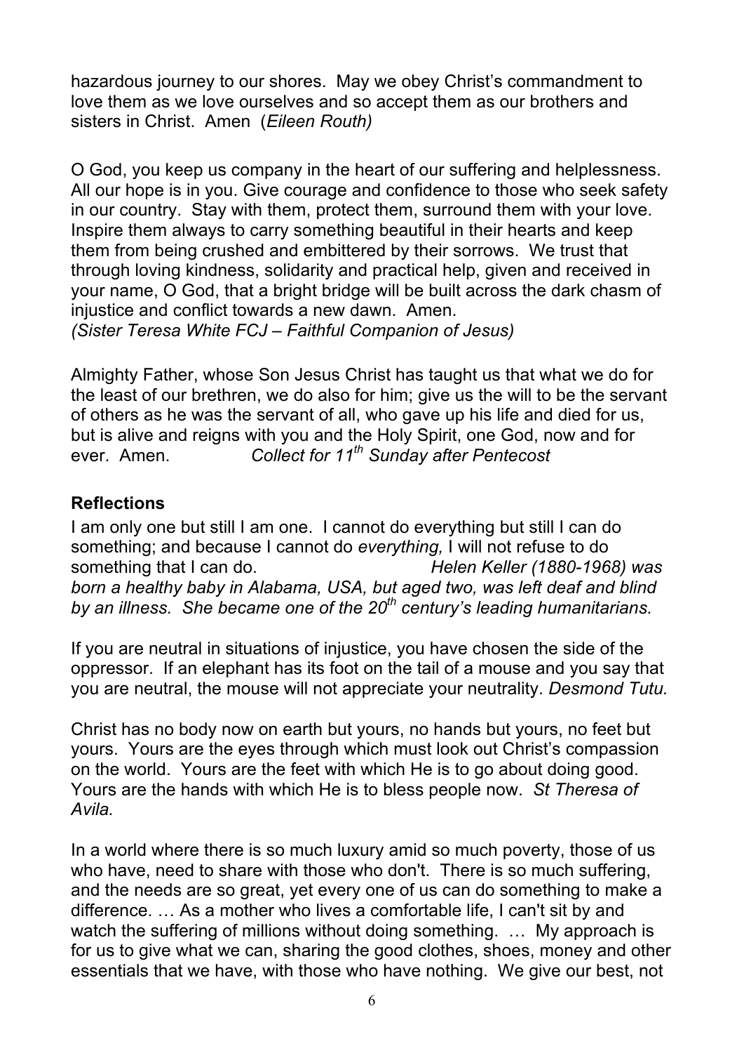hazardous journey to our shores. May we obey Christ's commandment to love them as we love ourselves and so accept them as our brothers and sisters in Christ. Amen (*Eileen Routh)*

O God, you keep us company in the heart of our suffering and helplessness. All our hope is in you. Give courage and confidence to those who seek safety in our country. Stay with them, protect them, surround them with your love. Inspire them always to carry something beautiful in their hearts and keep them from being crushed and embittered by their sorrows. We trust that through loving kindness, solidarity and practical help, given and received in your name, O God, that a bright bridge will be built across the dark chasm of injustice and conflict towards a new dawn. Amen.
*(Sister Teresa White FCJ – Faithful Companion of Jesus)*

Almighty Father, whose Son Jesus Christ has taught us that what we do for the least of our brethren, we do also for him; give us the will to be the servant of others as he was the servant of all, who gave up his life and died for us, but is alive and reigns with you and the Holy Spirit, one God, now and for ever. Amen. *Collect for 11th Sunday after Pentecost*

## Reflections

I am only one but still I am one. I cannot do everything but still I can do something; and because I cannot do *everything,* I will not refuse to do something that I can do. *Helen Keller (1880-1968) was born a healthy baby in Alabama, USA, but aged two, was left deaf and blind by an illness. She became one of the 20th century's leading humanitarians.*

If you are neutral in situations of injustice, you have chosen the side of the oppressor. If an elephant has its foot on the tail of a mouse and you say that you are neutral, the mouse will not appreciate your neutrality. *Desmond Tutu.*

Christ has no body now on earth but yours, no hands but yours, no feet but yours. Yours are the eyes through which must look out Christ's compassion on the world. Yours are the feet with which He is to go about doing good. Yours are the hands with which He is to bless people now. *St Theresa of Avila.*

In a world where there is so much luxury amid so much poverty, those of us who have, need to share with those who don't. There is so much suffering, and the needs are so great, yet every one of us can do something to make a difference. … As a mother who lives a comfortable life, I can't sit by and watch the suffering of millions without doing something. … My approach is for us to give what we can, sharing the good clothes, shoes, money and other essentials that we have, with those who have nothing. We give our best, not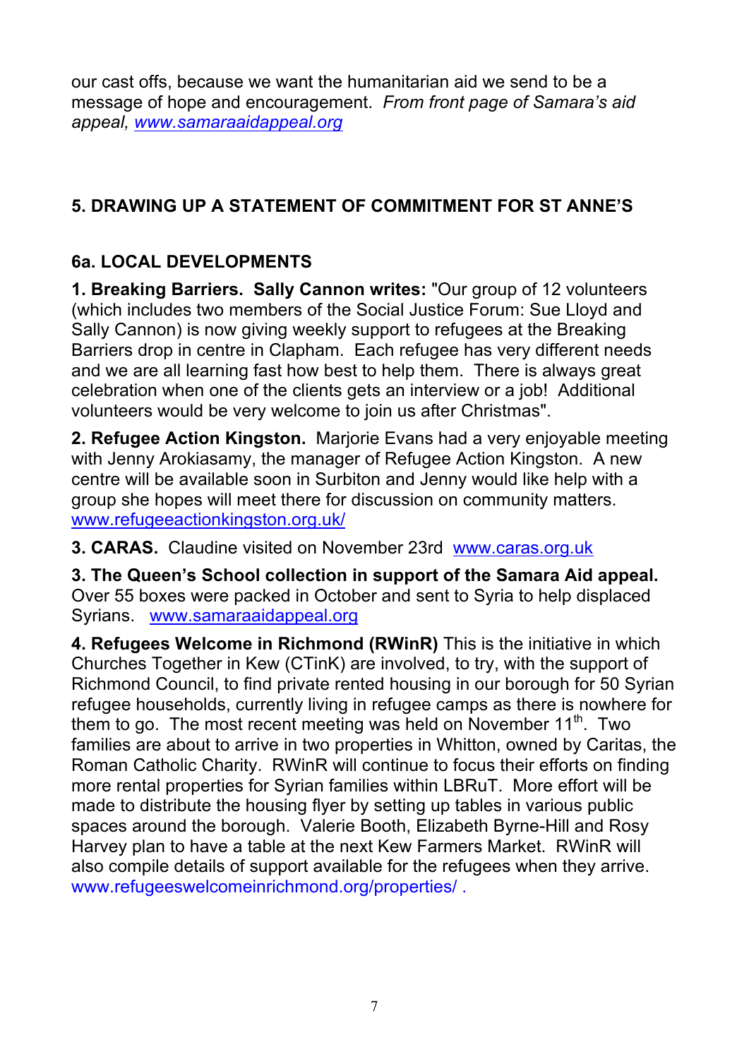our cast offs, because we want the humanitarian aid we send to be a message of hope and encouragement. *From front page of Samara's aid appeal, www.samaraaidappeal.org*

## 5. DRAWING UP A STATEMENT OF COMMITMENT FOR ST ANNE'S

## 6a. LOCAL DEVELOPMENTS

**1. Breaking Barriers. Sally Cannon writes:** "Our group of 12 volunteers (which includes two members of the Social Justice Forum: Sue Lloyd and Sally Cannon) is now giving weekly support to refugees at the Breaking Barriers drop in centre in Clapham. Each refugee has very different needs and we are all learning fast how best to help them. There is always great celebration when one of the clients gets an interview or a job! Additional volunteers would be very welcome to join us after Christmas".

**2. Refugee Action Kingston.** Marjorie Evans had a very enjoyable meeting with Jenny Arokiasamy, the manager of Refugee Action Kingston. A new centre will be available soon in Surbiton and Jenny would like help with a group she hopes will meet there for discussion on community matters. www.refugeeactionkingston.org.uk/

**3. CARAS.** Claudine visited on November 23rd www.caras.org.uk

**3. The Queen's School collection in support of the Samara Aid appeal.** Over 55 boxes were packed in October and sent to Syria to help displaced Syrians. www.samaraaidappeal.org

**4. Refugees Welcome in Richmond (RWinR)** This is the initiative in which Churches Together in Kew (CTinK) are involved, to try, with the support of Richmond Council, to find private rented housing in our borough for 50 Syrian refugee households, currently living in refugee camps as there is nowhere for them to go. The most recent meeting was held on November 11th. Two families are about to arrive in two properties in Whitton, owned by Caritas, the Roman Catholic Charity. RWinR will continue to focus their efforts on finding more rental properties for Syrian families within LBRuT. More effort will be made to distribute the housing flyer by setting up tables in various public spaces around the borough. Valerie Booth, Elizabeth Byrne-Hill and Rosy Harvey plan to have a table at the next Kew Farmers Market. RWinR will also compile details of support available for the refugees when they arrive. www.refugeeswelcomeinrichmond.org/properties/ .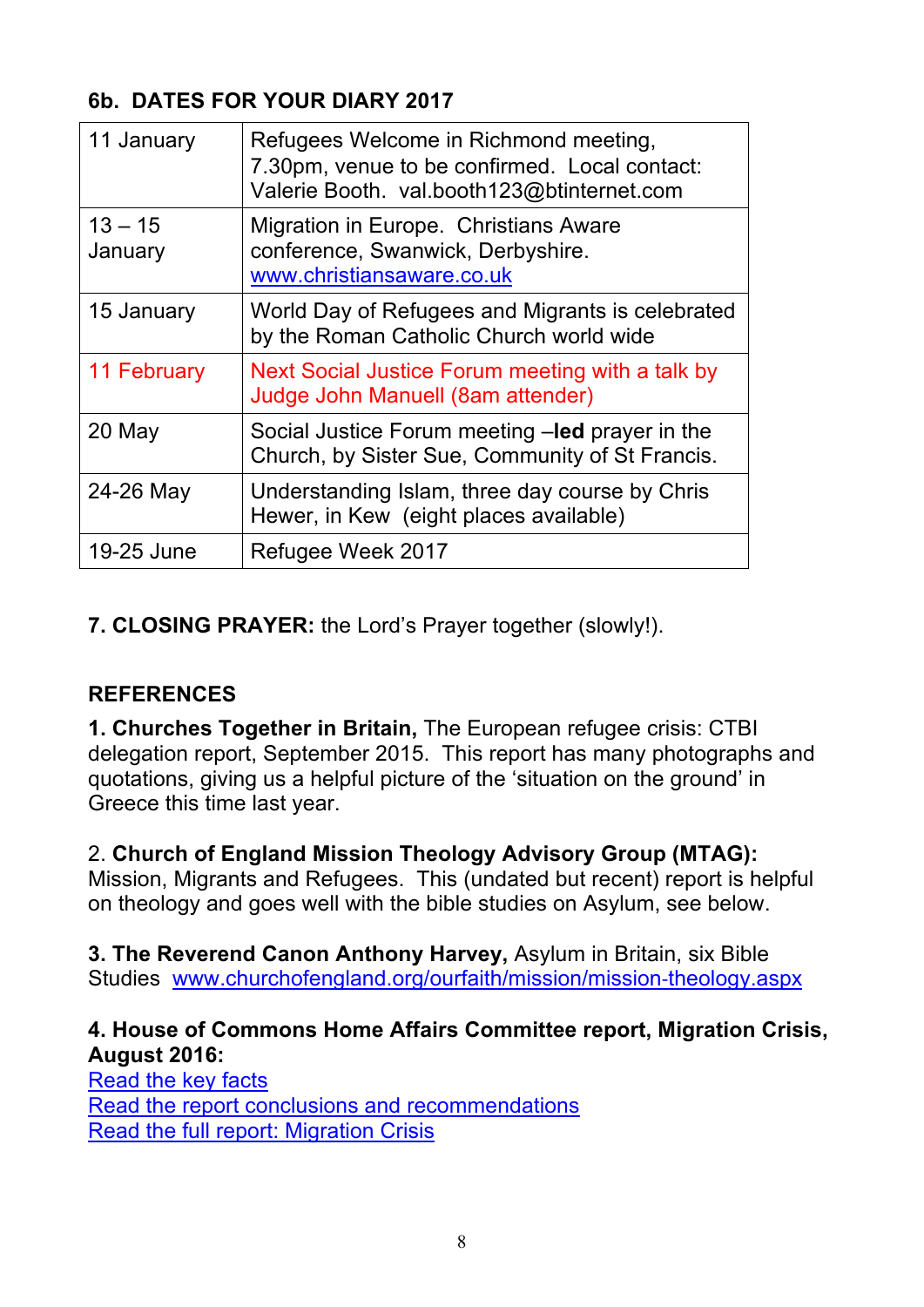### 6b. DATES FOR YOUR DIARY 2017

| | |
|---|---|
| 11 January | Refugees Welcome in Richmond meeting, 7.30pm, venue to be confirmed. Local contact: Valerie Booth. val.booth123@btinternet.com |
| 13 – 15 January | Migration in Europe. Christians Aware conference, Swanwick, Derbyshire. www.christiansaware.co.uk |
| 15 January | World Day of Refugees and Migrants is celebrated by the Roman Catholic Church world wide |
| 11 February | Next Social Justice Forum meeting with a talk by Judge John Manuell (8am attender) |
| 20 May | Social Justice Forum meeting –**led** prayer in the Church, by Sister Sue, Community of St Francis. |
| 24-26 May | Understanding Islam, three day course by Chris Hewer, in Kew (eight places available) |
| 19-25 June | Refugee Week 2017 |

**7. CLOSING PRAYER:** the Lord's Prayer together (slowly!).

**REFERENCES**

**1. Churches Together in Britain,** The European refugee crisis: CTBI delegation report, September 2015. This report has many photographs and quotations, giving us a helpful picture of the 'situation on the ground' in Greece this time last year.

2. **Church of England Mission Theology Advisory Group (MTAG):** Mission, Migrants and Refugees. This (undated but recent) report is helpful on theology and goes well with the bible studies on Asylum, see below.

**3. The Reverend Canon Anthony Harvey,** Asylum in Britain, six Bible Studies www.churchofengland.org/ourfaith/mission/mission-theology.aspx

**4. House of Commons Home Affairs Committee report, Migration Crisis, August 2016:**
Read the key facts
Read the report conclusions and recommendations
Read the full report: Migration Crisis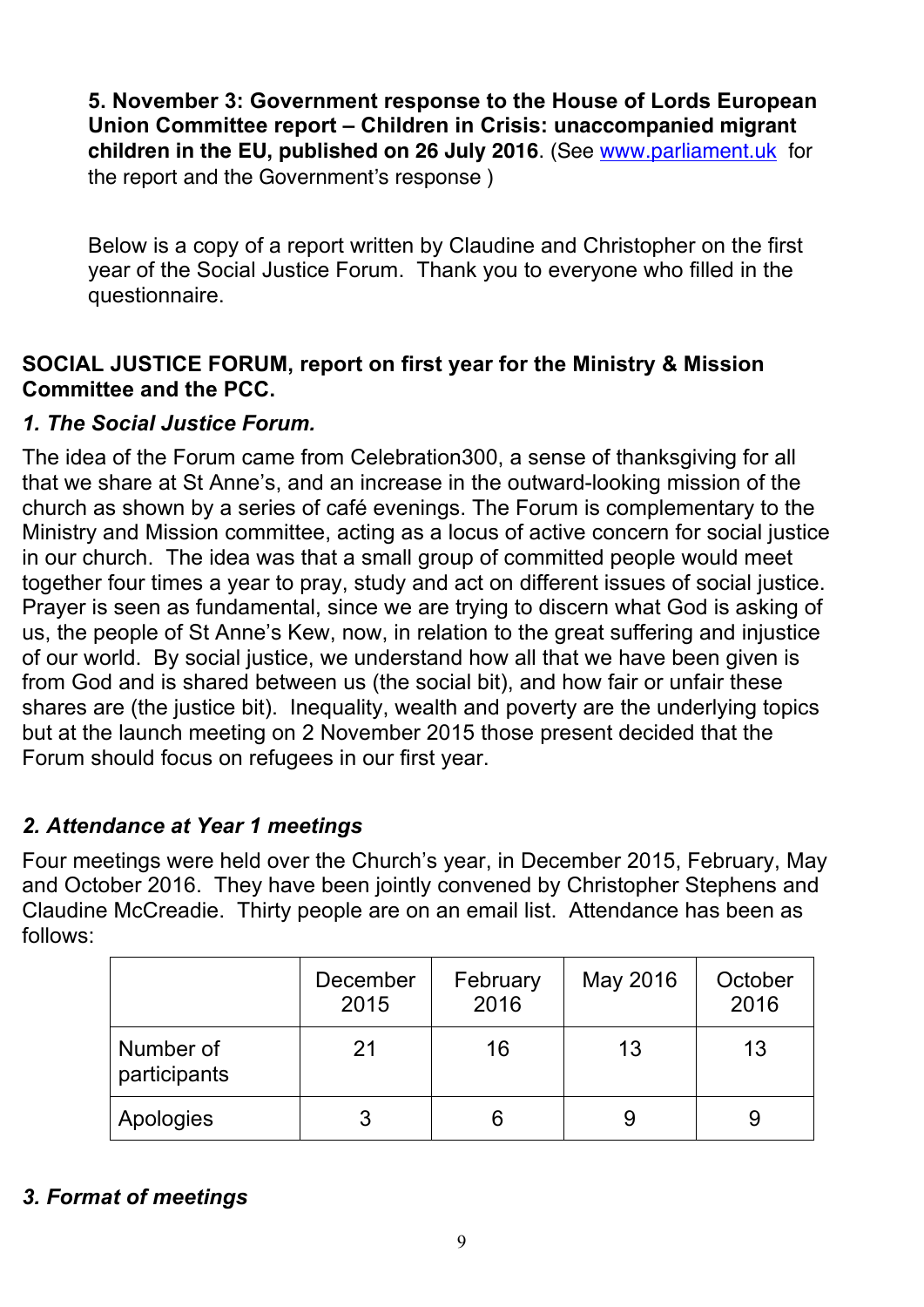**5. November 3: Government response to the House of Lords European Union Committee report – Children in Crisis: unaccompanied migrant children in the EU, published on 26 July 2016**. (See www.parliament.uk for the report and the Government's response )

Below is a copy of a report written by Claudine and Christopher on the first year of the Social Justice Forum. Thank you to everyone who filled in the questionnaire.

**SOCIAL JUSTICE FORUM, report on first year for the Ministry & Mission Committee and the PCC.**

***1. The Social Justice Forum.***

The idea of the Forum came from Celebration300, a sense of thanksgiving for all that we share at St Anne's, and an increase in the outward-looking mission of the church as shown by a series of café evenings. The Forum is complementary to the Ministry and Mission committee, acting as a locus of active concern for social justice in our church. The idea was that a small group of committed people would meet together four times a year to pray, study and act on different issues of social justice. Prayer is seen as fundamental, since we are trying to discern what God is asking of us, the people of St Anne's Kew, now, in relation to the great suffering and injustice of our world. By social justice, we understand how all that we have been given is from God and is shared between us (the social bit), and how fair or unfair these shares are (the justice bit). Inequality, wealth and poverty are the underlying topics but at the launch meeting on 2 November 2015 those present decided that the Forum should focus on refugees in our first year.

***2. Attendance at Year 1 meetings***

Four meetings were held over the Church's year, in December 2015, February, May and October 2016. They have been jointly convened by Christopher Stephens and Claudine McCreadie. Thirty people are on an email list. Attendance has been as follows:

| | December 2015 | February 2016 | May 2016 | October 2016 |
|---|---|---|---|---|
| Number of participants | 21 | 16 | 13 | 13 |
| Apologies | 3 | 6 | 9 | 9 |

***3. Format of meetings***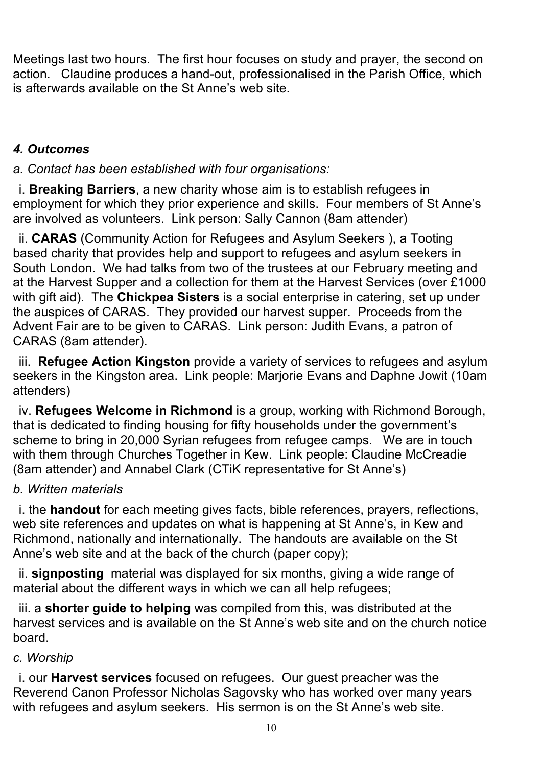Meetings last two hours. The first hour focuses on study and prayer, the second on action. Claudine produces a hand-out, professionalised in the Parish Office, which is afterwards available on the St Anne's web site.

### *4. Outcomes*

*a. Contact has been established with four organisations:*

i. **Breaking Barriers**, a new charity whose aim is to establish refugees in employment for which they prior experience and skills. Four members of St Anne's are involved as volunteers. Link person: Sally Cannon (8am attender)

ii. **CARAS** (Community Action for Refugees and Asylum Seekers ), a Tooting based charity that provides help and support to refugees and asylum seekers in South London. We had talks from two of the trustees at our February meeting and at the Harvest Supper and a collection for them at the Harvest Services (over £1000 with gift aid). The **Chickpea Sisters** is a social enterprise in catering, set up under the auspices of CARAS. They provided our harvest supper. Proceeds from the Advent Fair are to be given to CARAS. Link person: Judith Evans, a patron of CARAS (8am attender).

iii. **Refugee Action Kingston** provide a variety of services to refugees and asylum seekers in the Kingston area. Link people: Marjorie Evans and Daphne Jowit (10am attenders)

iv. **Refugees Welcome in Richmond** is a group, working with Richmond Borough, that is dedicated to finding housing for fifty households under the government's scheme to bring in 20,000 Syrian refugees from refugee camps. We are in touch with them through Churches Together in Kew. Link people: Claudine McCreadie (8am attender) and Annabel Clark (CTiK representative for St Anne's)

*b. Written materials*

i. the **handout** for each meeting gives facts, bible references, prayers, reflections, web site references and updates on what is happening at St Anne's, in Kew and Richmond, nationally and internationally. The handouts are available on the St Anne's web site and at the back of the church (paper copy);

ii. **signposting** material was displayed for six months, giving a wide range of material about the different ways in which we can all help refugees;

iii. a **shorter guide to helping** was compiled from this, was distributed at the harvest services and is available on the St Anne's web site and on the church notice board.

*c. Worship*

i. our **Harvest services** focused on refugees. Our guest preacher was the Reverend Canon Professor Nicholas Sagovsky who has worked over many years with refugees and asylum seekers. His sermon is on the St Anne's web site.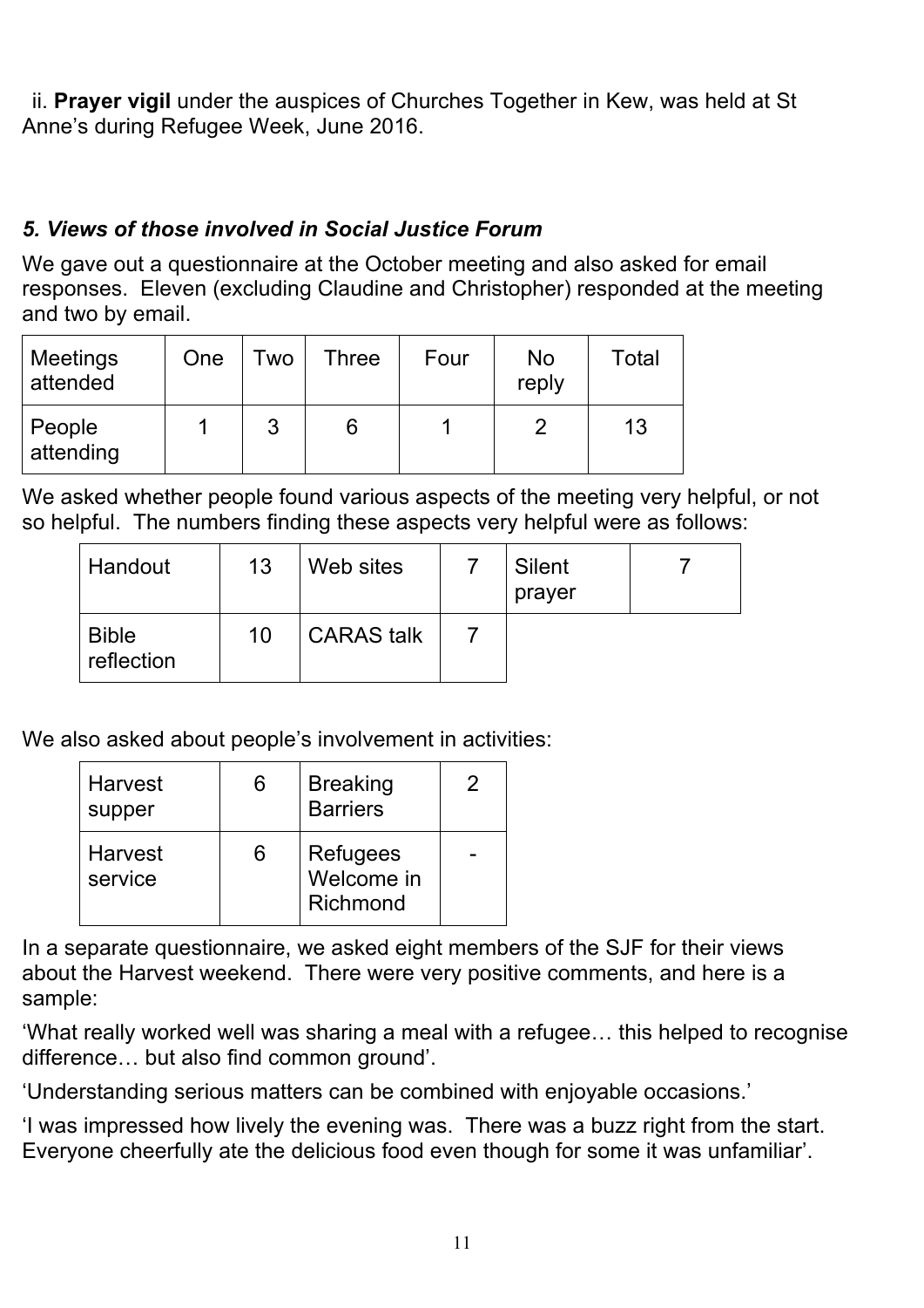ii. **Prayer vigil** under the auspices of Churches Together in Kew, was held at St Anne's during Refugee Week, June 2016.

### *5. Views of those involved in Social Justice Forum*

We gave out a questionnaire at the October meeting and also asked for email responses. Eleven (excluding Claudine and Christopher) responded at the meeting and two by email.

| Meetings attended | One | Two | Three | Four | No reply | Total |
|---|---|---|---|---|---|---|
| People attending | 1 | 3 | 6 | 1 | 2 | 13 |

We asked whether people found various aspects of the meeting very helpful, or not so helpful. The numbers finding these aspects very helpful were as follows:

| | | | | | |
|---|---|---|---|---|---|
| Handout | 13 | Web sites | 7 | Silent prayer | 7 |
| Bible reflection | 10 | CARAS talk | 7 | | |

We also asked about people's involvement in activities:

| | | | |
|---|---|---|---|
| Harvest supper | 6 | Breaking Barriers | 2 |
| Harvest service | 6 | Refugees Welcome in Richmond | - |

In a separate questionnaire, we asked eight members of the SJF for their views about the Harvest weekend. There were very positive comments, and here is a sample:

'What really worked well was sharing a meal with a refugee… this helped to recognise difference… but also find common ground'.

'Understanding serious matters can be combined with enjoyable occasions.'

'I was impressed how lively the evening was. There was a buzz right from the start. Everyone cheerfully ate the delicious food even though for some it was unfamiliar'.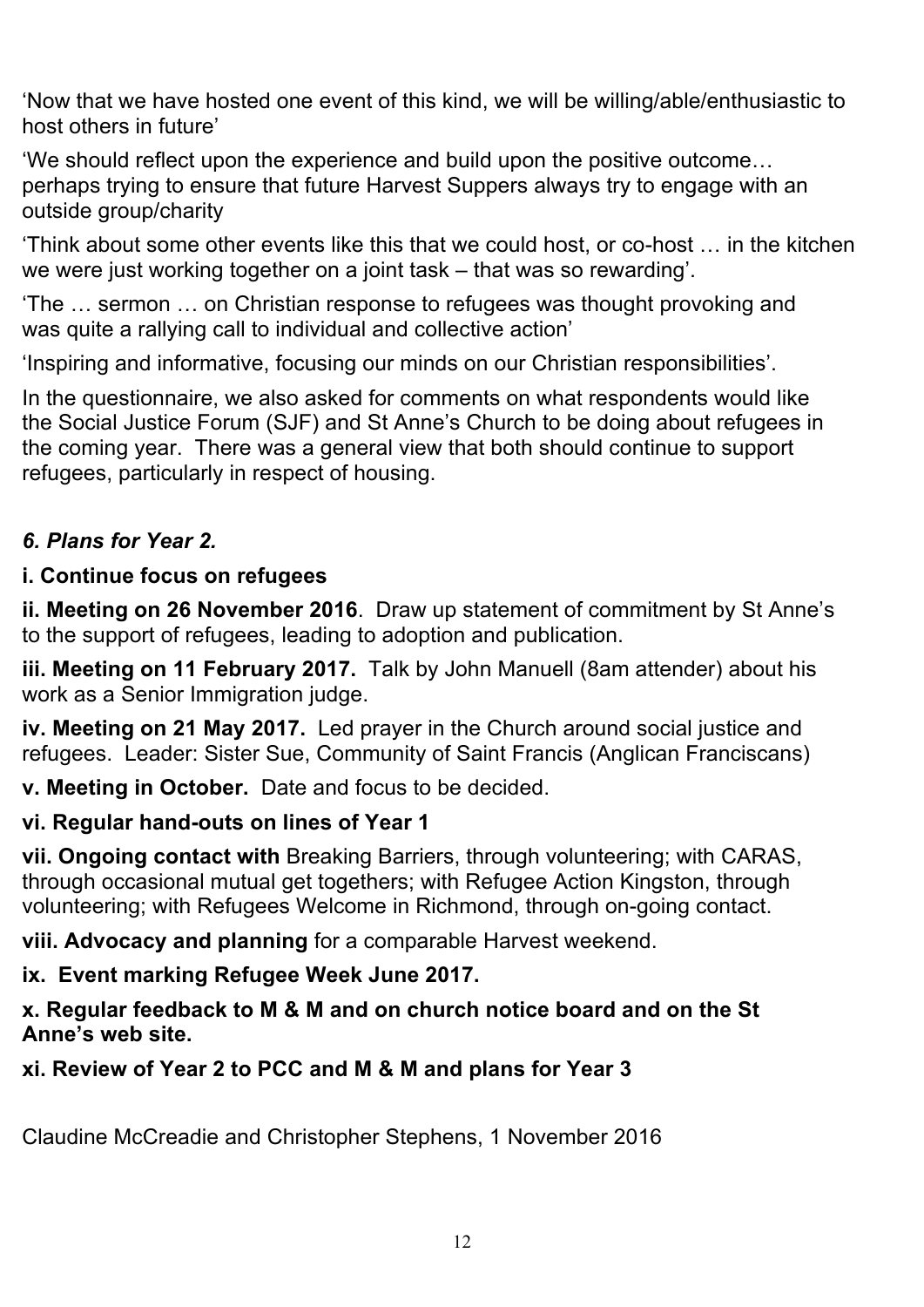'Now that we have hosted one event of this kind, we will be willing/able/enthusiastic to host others in future'

'We should reflect upon the experience and build upon the positive outcome… perhaps trying to ensure that future Harvest Suppers always try to engage with an outside group/charity

'Think about some other events like this that we could host, or co-host … in the kitchen we were just working together on a joint task – that was so rewarding'.

'The … sermon … on Christian response to refugees was thought provoking and was quite a rallying call to individual and collective action'

'Inspiring and informative, focusing our minds on our Christian responsibilities'.

In the questionnaire, we also asked for comments on what respondents would like the Social Justice Forum (SJF) and St Anne's Church to be doing about refugees in the coming year. There was a general view that both should continue to support refugees, particularly in respect of housing.

### *6. Plans for Year 2.*

**i. Continue focus on refugees**

**ii. Meeting on 26 November 2016**. Draw up statement of commitment by St Anne's to the support of refugees, leading to adoption and publication.

**iii. Meeting on 11 February 2017.** Talk by John Manuell (8am attender) about his work as a Senior Immigration judge.

**iv. Meeting on 21 May 2017.** Led prayer in the Church around social justice and refugees. Leader: Sister Sue, Community of Saint Francis (Anglican Franciscans)

**v. Meeting in October.** Date and focus to be decided.

**vi. Regular hand-outs on lines of Year 1**

**vii. Ongoing contact with** Breaking Barriers, through volunteering; with CARAS, through occasional mutual get togethers; with Refugee Action Kingston, through volunteering; with Refugees Welcome in Richmond, through on-going contact.

**viii. Advocacy and planning** for a comparable Harvest weekend.

**ix. Event marking Refugee Week June 2017.**

**x. Regular feedback to M & M and on church notice board and on the St Anne's web site.**

**xi. Review of Year 2 to PCC and M & M and plans for Year 3**

Claudine McCreadie and Christopher Stephens, 1 November 2016